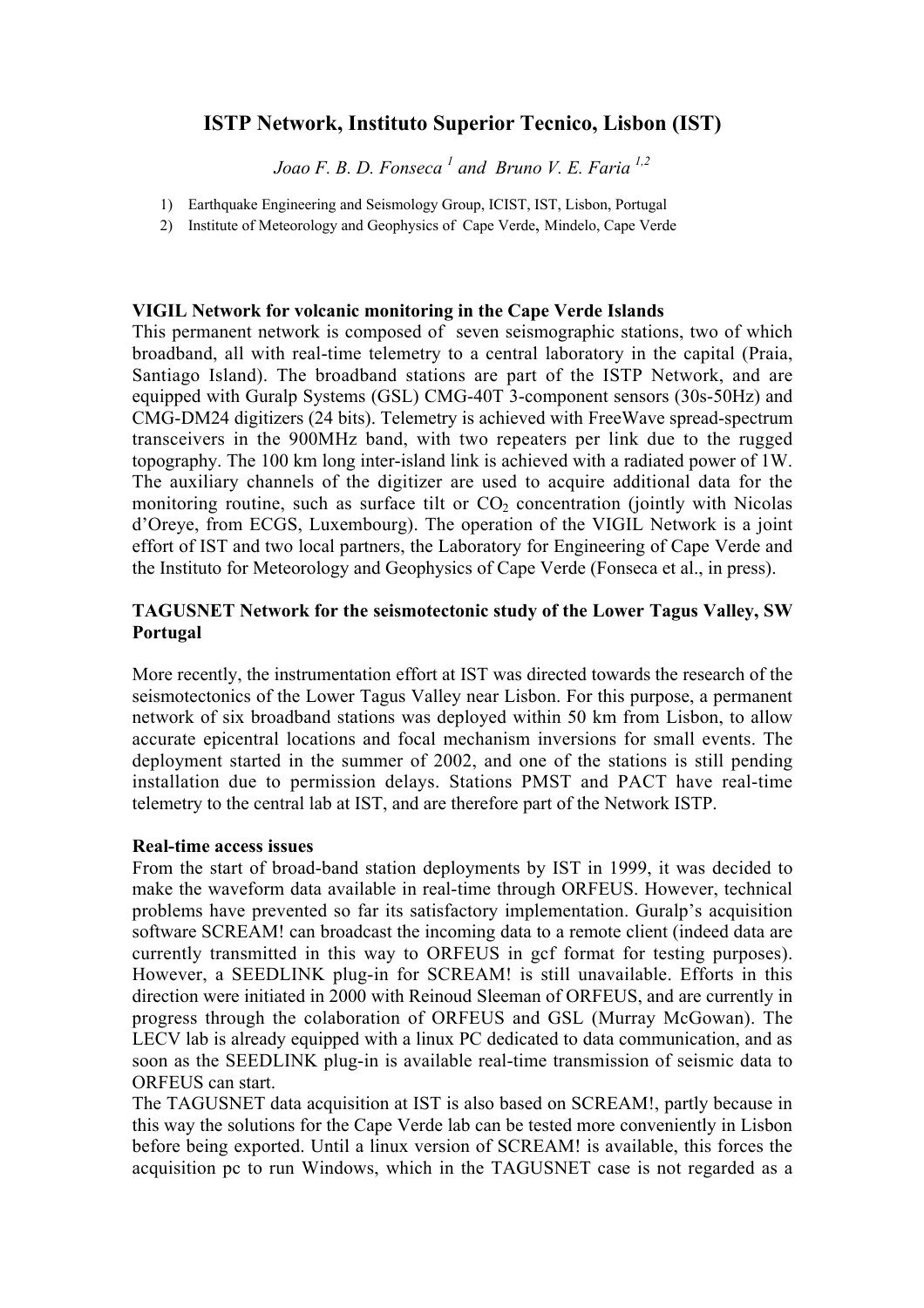# ISTP Network, Instituto Superior Tecnico, Lisbon (IST)

*Joao F. B. D. Fonseca* [1] *and Bruno V. E. Faria* [1,2]

1) Earthquake Engineering and Seismology Group, ICIST, IST, Lisbon, Portugal
2) Institute of Meteorology and Geophysics of Cape Verde, Mindelo, Cape Verde

**VIGIL Network for volcanic monitoring in the Cape Verde Islands**

This permanent network is composed of seven seismographic stations, two of which broadband, all with real-time telemetry to a central laboratory in the capital (Praia, Santiago Island). The broadband stations are part of the ISTP Network, and are equipped with Guralp Systems (GSL) CMG-40T 3-component sensors (30s-50Hz) and CMG-DM24 digitizers (24 bits). Telemetry is achieved with FreeWave spread-spectrum transceivers in the 900MHz band, with two repeaters per link due to the rugged topography. The 100 km long inter-island link is achieved with a radiated power of 1W. The auxiliary channels of the digitizer are used to acquire additional data for the monitoring routine, such as surface tilt or $CO_2$ concentration (jointly with Nicolas d'Oreye, from ECGS, Luxembourg). The operation of the VIGIL Network is a joint effort of IST and two local partners, the Laboratory for Engineering of Cape Verde and the Instituto for Meteorology and Geophysics of Cape Verde (Fonseca et al., in press).

**TAGUSNET Network for the seismotectonic study of the Lower Tagus Valley, SW Portugal**

More recently, the instrumentation effort at IST was directed towards the research of the seismotectonics of the Lower Tagus Valley near Lisbon. For this purpose, a permanent network of six broadband stations was deployed within 50 km from Lisbon, to allow accurate epicentral locations and focal mechanism inversions for small events. The deployment started in the summer of 2002, and one of the stations is still pending installation due to permission delays. Stations PMST and PACT have real-time telemetry to the central lab at IST, and are therefore part of the Network ISTP.

**Real-time access issues**

From the start of broad-band station deployments by IST in 1999, it was decided to make the waveform data available in real-time through ORFEUS. However, technical problems have prevented so far its satisfactory implementation. Guralp's acquisition software SCREAM! can broadcast the incoming data to a remote client (indeed data are currently transmitted in this way to ORFEUS in gcf format for testing purposes). However, a SEEDLINK plug-in for SCREAM! is still unavailable. Efforts in this direction were initiated in 2000 with Reinoud Sleeman of ORFEUS, and are currently in progress through the colaboration of ORFEUS and GSL (Murray McGowan). The LECV lab is already equipped with a linux PC dedicated to data communication, and as soon as the SEEDLINK plug-in is available real-time transmission of seismic data to ORFEUS can start.

The TAGUSNET data acquisition at IST is also based on SCREAM!, partly because in this way the solutions for the Cape Verde lab can be tested more conveniently in Lisbon before being exported. Until a linux version of SCREAM! is available, this forces the acquisition pc to run Windows, which in the TAGUSNET case is not regarded as a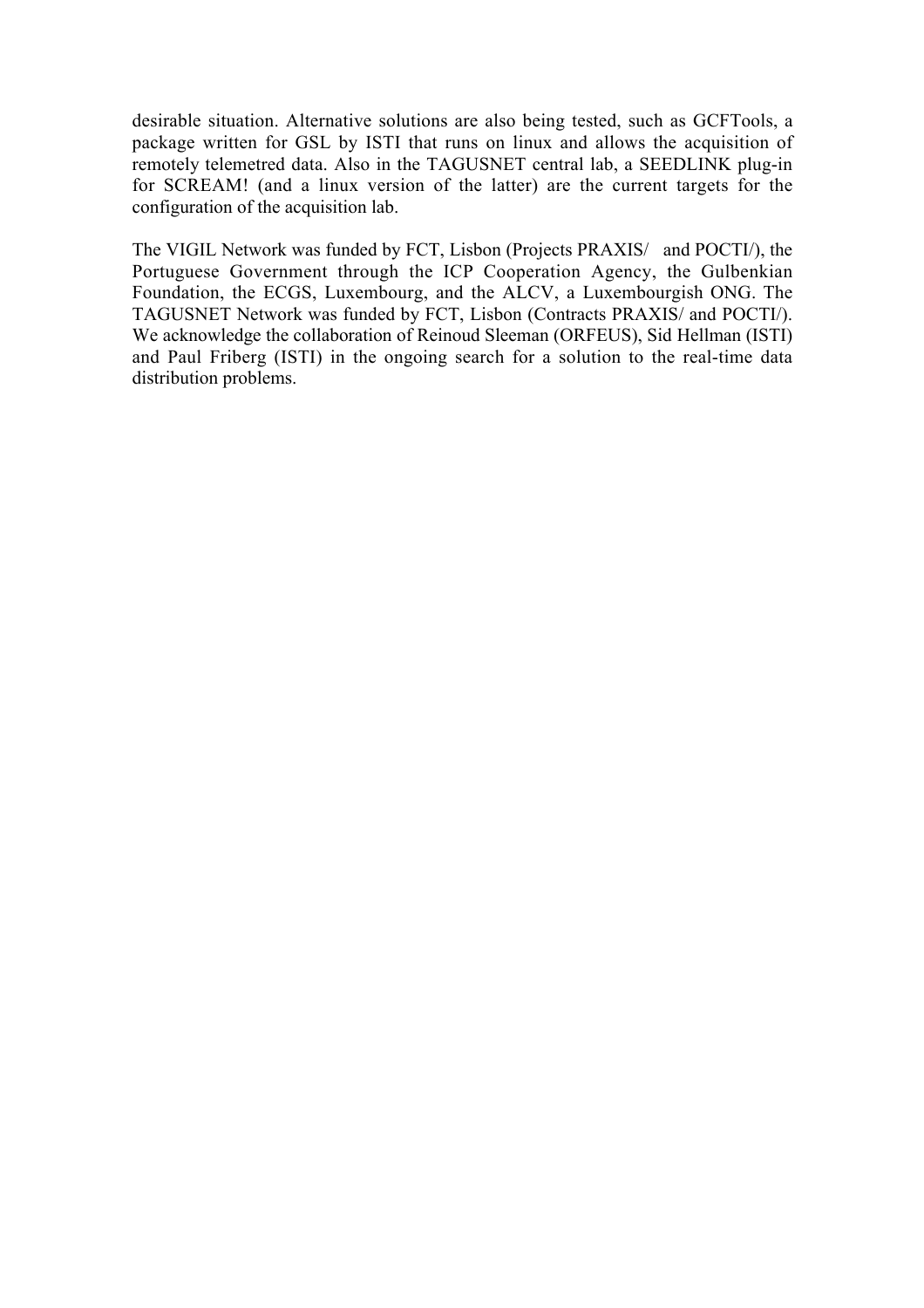desirable situation. Alternative solutions are also being tested, such as GCFTools, a package written for GSL by ISTI that runs on linux and allows the acquisition of remotely telemetred data. Also in the TAGUSNET central lab, a SEEDLINK plug-in for SCREAM! (and a linux version of the latter) are the current targets for the configuration of the acquisition lab.

The VIGIL Network was funded by FCT, Lisbon (Projects PRAXIS/ and POCTI/), the Portuguese Government through the ICP Cooperation Agency, the Gulbenkian Foundation, the ECGS, Luxembourg, and the ALCV, a Luxembourgish ONG. The TAGUSNET Network was funded by FCT, Lisbon (Contracts PRAXIS/ and POCTI/). We acknowledge the collaboration of Reinoud Sleeman (ORFEUS), Sid Hellman (ISTI) and Paul Friberg (ISTI) in the ongoing search for a solution to the real-time data distribution problems.